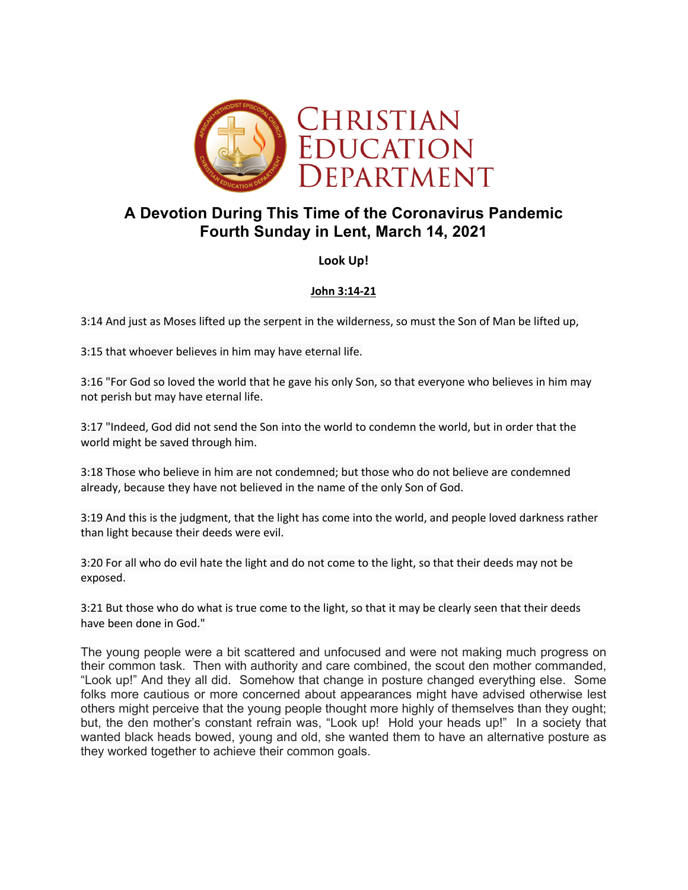CHRISTIAN EDUCATION DEPARTMENT

# A Devotion During This Time of the Coronavirus Pandemic
# Fourth Sunday in Lent, March 14, 2021

**Look Up!**

**John 3:14-21**

3:14 And just as Moses lifted up the serpent in the wilderness, so must the Son of Man be lifted up,

3:15 that whoever believes in him may have eternal life.

3:16 "For God so loved the world that he gave his only Son, so that everyone who believes in him may not perish but may have eternal life.

3:17 "Indeed, God did not send the Son into the world to condemn the world, but in order that the world might be saved through him.

3:18 Those who believe in him are not condemned; but those who do not believe are condemned already, because they have not believed in the name of the only Son of God.

3:19 And this is the judgment, that the light has come into the world, and people loved darkness rather than light because their deeds were evil.

3:20 For all who do evil hate the light and do not come to the light, so that their deeds may not be exposed.

3:21 But those who do what is true come to the light, so that it may be clearly seen that their deeds have been done in God."

The young people were a bit scattered and unfocused and were not making much progress on their common task. Then with authority and care combined, the scout den mother commanded, "Look up!" And they all did. Somehow that change in posture changed everything else. Some folks more cautious or more concerned about appearances might have advised otherwise lest others might perceive that the young people thought more highly of themselves than they ought; but, the den mother's constant refrain was, "Look up! Hold your heads up!" In a society that wanted black heads bowed, young and old, she wanted them to have an alternative posture as they worked together to achieve their common goals.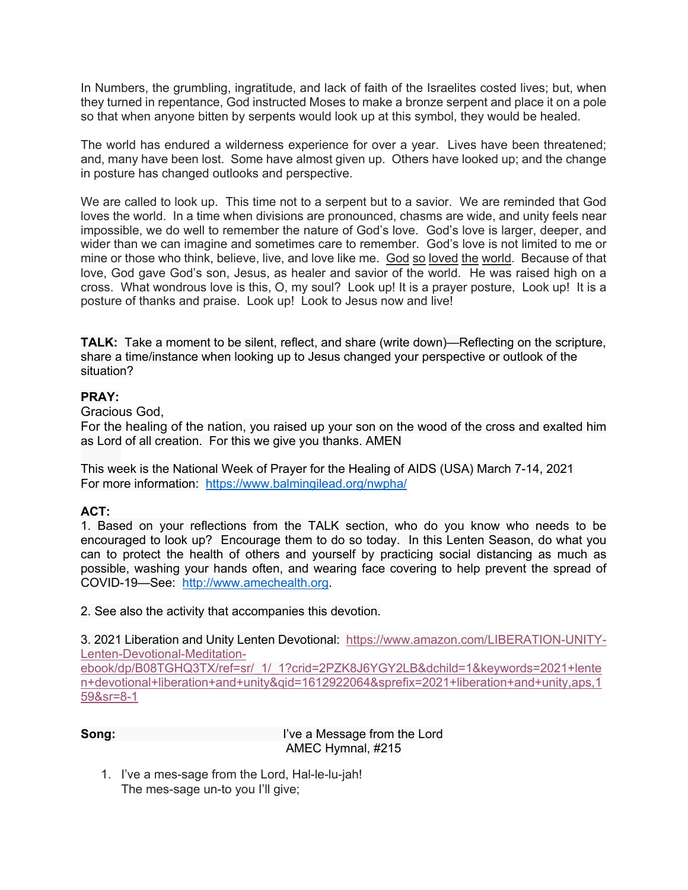In Numbers, the grumbling, ingratitude, and lack of faith of the Israelites costed lives; but, when they turned in repentance, God instructed Moses to make a bronze serpent and place it on a pole so that when anyone bitten by serpents would look up at this symbol, they would be healed.

The world has endured a wilderness experience for over a year. Lives have been threatened; and, many have been lost. Some have almost given up. Others have looked up; and the change in posture has changed outlooks and perspective.

We are called to look up. This time not to a serpent but to a savior. We are reminded that God loves the world. In a time when divisions are pronounced, chasms are wide, and unity feels near impossible, we do well to remember the nature of God's love. God's love is larger, deeper, and wider than we can imagine and sometimes care to remember. God's love is not limited to me or mine or those who think, believe, live, and love like me. <u>God</u> <u>so</u> <u>loved</u> <u>the</u> <u>world</u>. Because of that love, God gave God's son, Jesus, as healer and savior of the world. He was raised high on a cross. What wondrous love is this, O, my soul? Look up! It is a prayer posture, Look up! It is a posture of thanks and praise. Look up! Look to Jesus now and live!

**TALK:** Take a moment to be silent, reflect, and share (write down)—Reflecting on the scripture, share a time/instance when looking up to Jesus changed your perspective or outlook of the situation?

**PRAY:**
Gracious God,
For the healing of the nation, you raised up your son on the wood of the cross and exalted him as Lord of all creation. For this we give you thanks. AMEN

This week is the National Week of Prayer for the Healing of AIDS (USA) March 7-14, 2021
For more information: https://www.balmingilead.org/nwpha/

**ACT:**
1. Based on your reflections from the TALK section, who do you know who needs to be encouraged to look up? Encourage them to do so today. In this Lenten Season, do what you can to protect the health of others and yourself by practicing social distancing as much as possible, washing your hands often, and wearing face covering to help prevent the spread of COVID-19—See: http://www.amechealth.org.

2. See also the activity that accompanies this devotion.

3. 2021 Liberation and Unity Lenten Devotional: https://www.amazon.com/LIBERATION-UNITY-Lenten-Devotional-Meditation-ebook/dp/B08TGHQ3TX/ref=sr_1_1?crid=2PZK8J6YGY2LB&dchild=1&keywords=2021+lenten+devotional+liberation+and+unity&qid=1612922064&sprefix=2021+liberation+and+unity,aps,159&sr=8-1

**Song:** I've a Message from the Lord
AMEC Hymnal, #215

1. I've a mes-sage from the Lord, Hal-le-lu-jah!
   The mes-sage un-to you I'll give;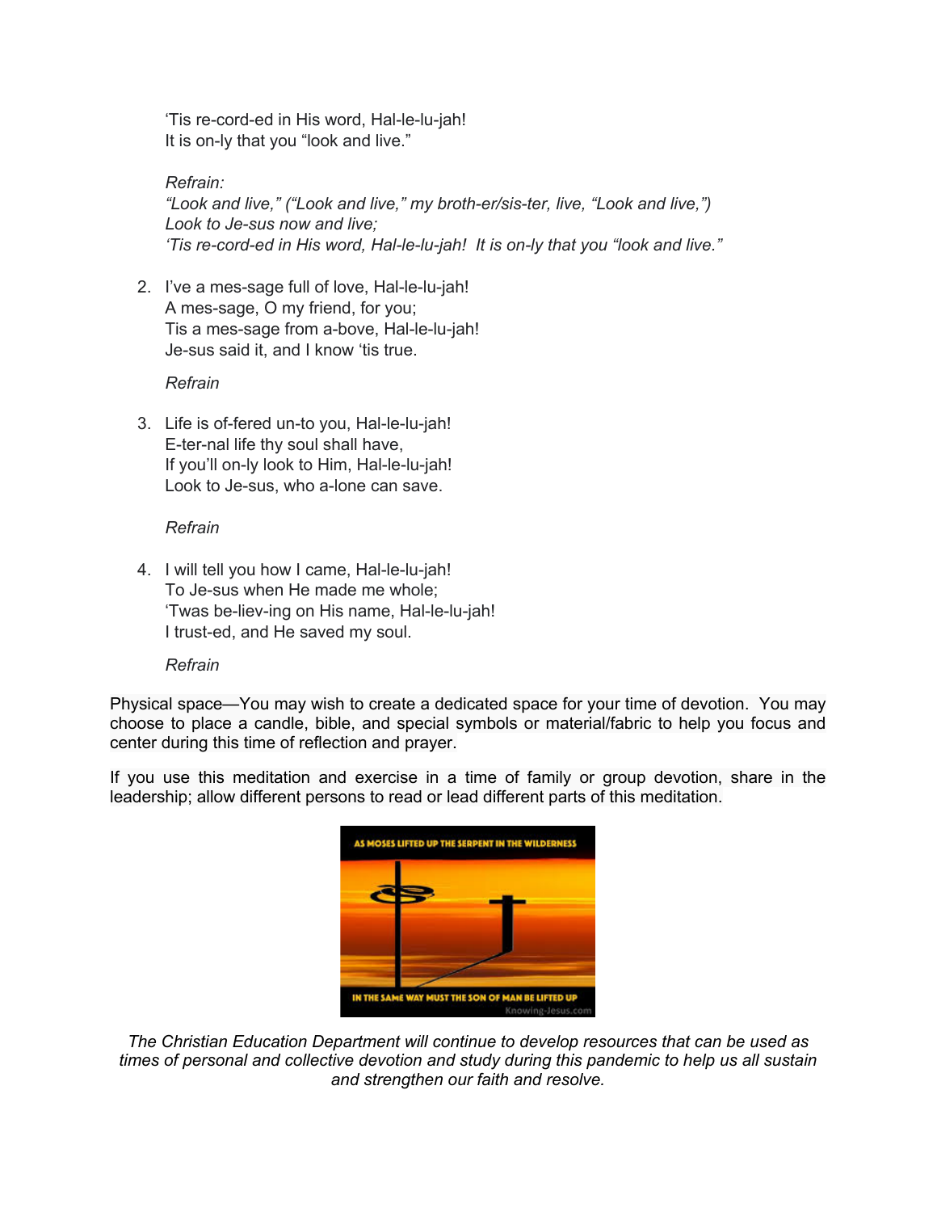'Tis re-cord-ed in His word, Hal-le-lu-jah!
It is on-ly that you "look and live."

*Refrain:*
*"Look and live," ("Look and live," my broth-er/sis-ter, live, "Look and live,")*
*Look to Je-sus now and live;*
*'Tis re-cord-ed in His word, Hal-le-lu-jah! It is on-ly that you "look and live."*

2. I've a mes-sage full of love, Hal-le-lu-jah!
   A mes-sage, O my friend, for you;
   Tis a mes-sage from a-bove, Hal-le-lu-jah!
   Je-sus said it, and I know 'tis true.

   *Refrain*

3. Life is of-fered un-to you, Hal-le-lu-jah!
   E-ter-nal life thy soul shall have,
   If you'll on-ly look to Him, Hal-le-lu-jah!
   Look to Je-sus, who a-lone can save.

   *Refrain*

4. I will tell you how I came, Hal-le-lu-jah!
   To Je-sus when He made me whole;
   'Twas be-liev-ing on His name, Hal-le-lu-jah!
   I trust-ed, and He saved my soul.

   *Refrain*

Physical space—You may wish to create a dedicated space for your time of devotion. You may choose to place a candle, bible, and special symbols or material/fabric to help you focus and center during this time of reflection and prayer.

If you use this meditation and exercise in a time of family or group devotion, share in the leadership; allow different persons to read or lead different parts of this meditation.

AS MOSES LIFTED UP THE SERPENT IN THE WILDERNESS

IN THE SAME WAY MUST THE SON OF MAN BE LIFTED UP

Knowing-Jesus.com

*The Christian Education Department will continue to develop resources that can be used as times of personal and collective devotion and study during this pandemic to help us all sustain and strengthen our faith and resolve.*